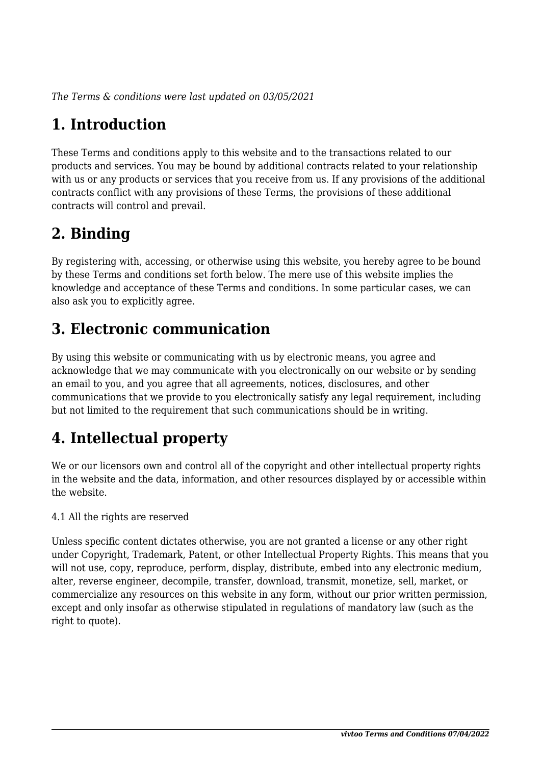*The Terms & conditions were last updated on 03/05/2021*

# 1. Introduction

These Terms and conditions apply to this website and to the transactions related to our products and services. You may be bound by additional contracts related to your relationship with us or any products or services that you receive from us. If any provisions of the additional contracts conflict with any provisions of these Terms, the provisions of these additional contracts will control and prevail.

# 2. Binding

By registering with, accessing, or otherwise using this website, you hereby agree to be bound by these Terms and conditions set forth below. The mere use of this website implies the knowledge and acceptance of these Terms and conditions. In some particular cases, we can also ask you to explicitly agree.

# 3. Electronic communication

By using this website or communicating with us by electronic means, you agree and acknowledge that we may communicate with you electronically on our website or by sending an email to you, and you agree that all agreements, notices, disclosures, and other communications that we provide to you electronically satisfy any legal requirement, including but not limited to the requirement that such communications should be in writing.

# 4. Intellectual property

We or our licensors own and control all of the copyright and other intellectual property rights in the website and the data, information, and other resources displayed by or accessible within the website.

4.1 All the rights are reserved

Unless specific content dictates otherwise, you are not granted a license or any other right under Copyright, Trademark, Patent, or other Intellectual Property Rights. This means that you will not use, copy, reproduce, perform, display, distribute, embed into any electronic medium, alter, reverse engineer, decompile, transfer, download, transmit, monetize, sell, market, or commercialize any resources on this website in any form, without our prior written permission, except and only insofar as otherwise stipulated in regulations of mandatory law (such as the right to quote).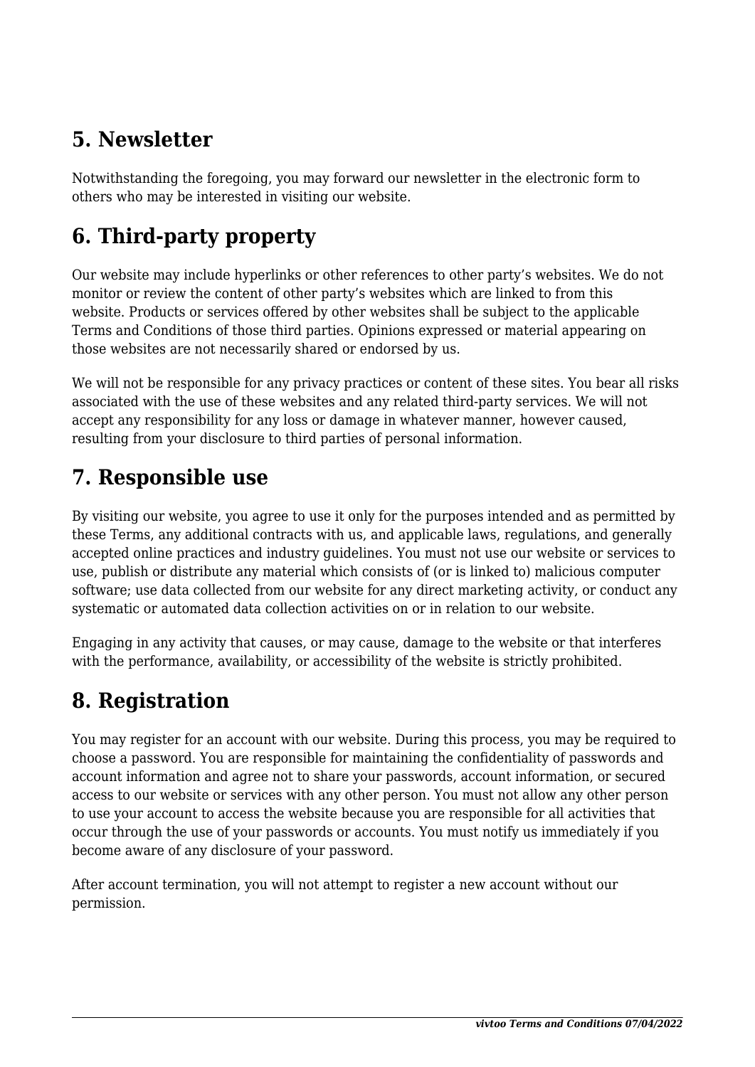## 5. Newsletter

Notwithstanding the foregoing, you may forward our newsletter in the electronic form to others who may be interested in visiting our website.

## 6. Third-party property

Our website may include hyperlinks or other references to other party's websites. We do not monitor or review the content of other party's websites which are linked to from this website. Products or services offered by other websites shall be subject to the applicable Terms and Conditions of those third parties. Opinions expressed or material appearing on those websites are not necessarily shared or endorsed by us.

We will not be responsible for any privacy practices or content of these sites. You bear all risks associated with the use of these websites and any related third-party services. We will not accept any responsibility for any loss or damage in whatever manner, however caused, resulting from your disclosure to third parties of personal information.

## 7. Responsible use

By visiting our website, you agree to use it only for the purposes intended and as permitted by these Terms, any additional contracts with us, and applicable laws, regulations, and generally accepted online practices and industry guidelines. You must not use our website or services to use, publish or distribute any material which consists of (or is linked to) malicious computer software; use data collected from our website for any direct marketing activity, or conduct any systematic or automated data collection activities on or in relation to our website.

Engaging in any activity that causes, or may cause, damage to the website or that interferes with the performance, availability, or accessibility of the website is strictly prohibited.

## 8. Registration

You may register for an account with our website. During this process, you may be required to choose a password. You are responsible for maintaining the confidentiality of passwords and account information and agree not to share your passwords, account information, or secured access to our website or services with any other person. You must not allow any other person to use your account to access the website because you are responsible for all activities that occur through the use of your passwords or accounts. You must notify us immediately if you become aware of any disclosure of your password.

After account termination, you will not attempt to register a new account without our permission.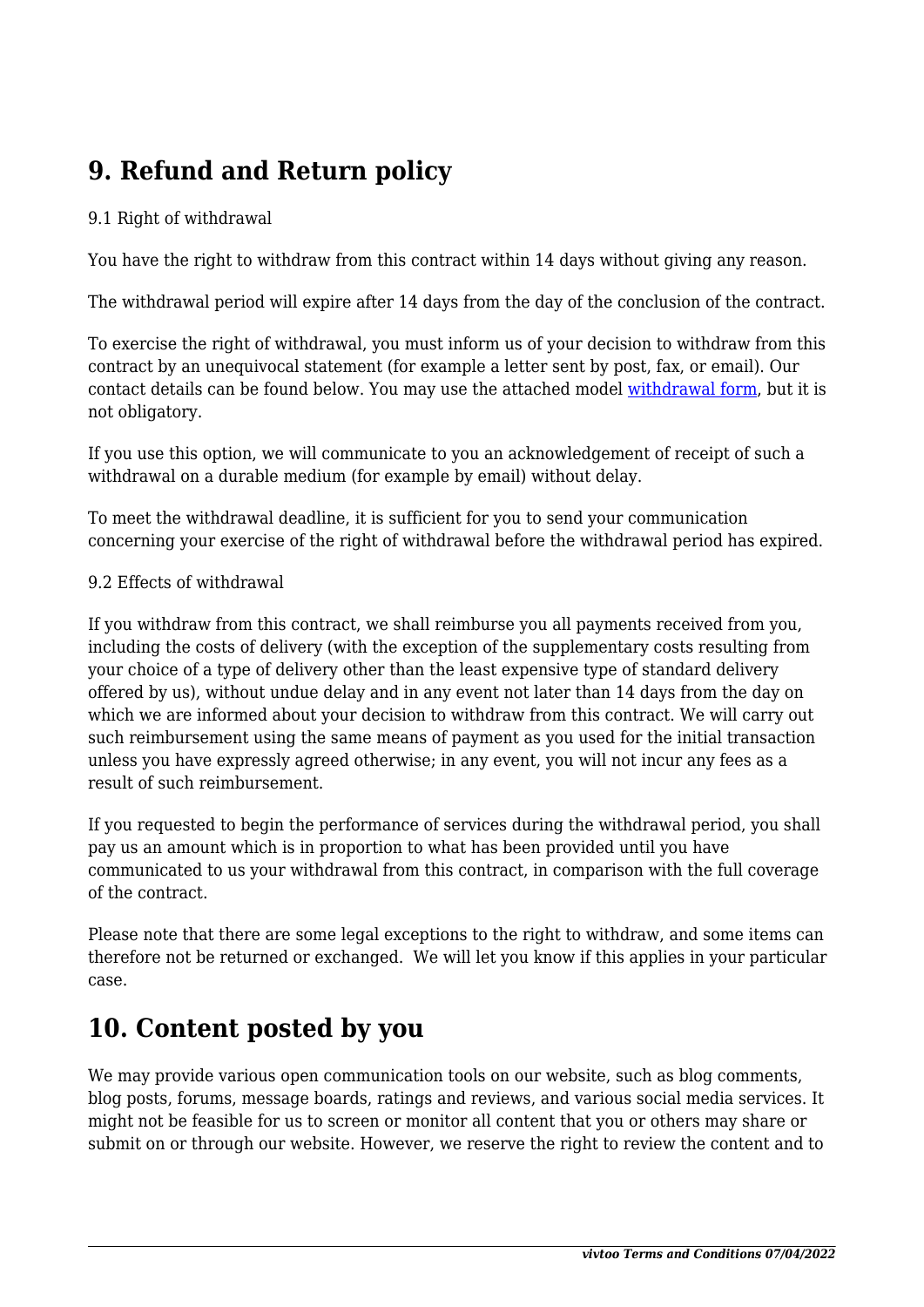## 9. Refund and Return policy

9.1 Right of withdrawal

You have the right to withdraw from this contract within 14 days without giving any reason.

The withdrawal period will expire after 14 days from the day of the conclusion of the contract.

To exercise the right of withdrawal, you must inform us of your decision to withdraw from this contract by an unequivocal statement (for example a letter sent by post, fax, or email). Our contact details can be found below. You may use the attached model withdrawal form, but it is not obligatory.

If you use this option, we will communicate to you an acknowledgement of receipt of such a withdrawal on a durable medium (for example by email) without delay.

To meet the withdrawal deadline, it is sufficient for you to send your communication concerning your exercise of the right of withdrawal before the withdrawal period has expired.

9.2 Effects of withdrawal

If you withdraw from this contract, we shall reimburse you all payments received from you, including the costs of delivery (with the exception of the supplementary costs resulting from your choice of a type of delivery other than the least expensive type of standard delivery offered by us), without undue delay and in any event not later than 14 days from the day on which we are informed about your decision to withdraw from this contract. We will carry out such reimbursement using the same means of payment as you used for the initial transaction unless you have expressly agreed otherwise; in any event, you will not incur any fees as a result of such reimbursement.

If you requested to begin the performance of services during the withdrawal period, you shall pay us an amount which is in proportion to what has been provided until you have communicated to us your withdrawal from this contract, in comparison with the full coverage of the contract.

Please note that there are some legal exceptions to the right to withdraw, and some items can therefore not be returned or exchanged. We will let you know if this applies in your particular case.

## 10. Content posted by you

We may provide various open communication tools on our website, such as blog comments, blog posts, forums, message boards, ratings and reviews, and various social media services. It might not be feasible for us to screen or monitor all content that you or others may share or submit on or through our website. However, we reserve the right to review the content and to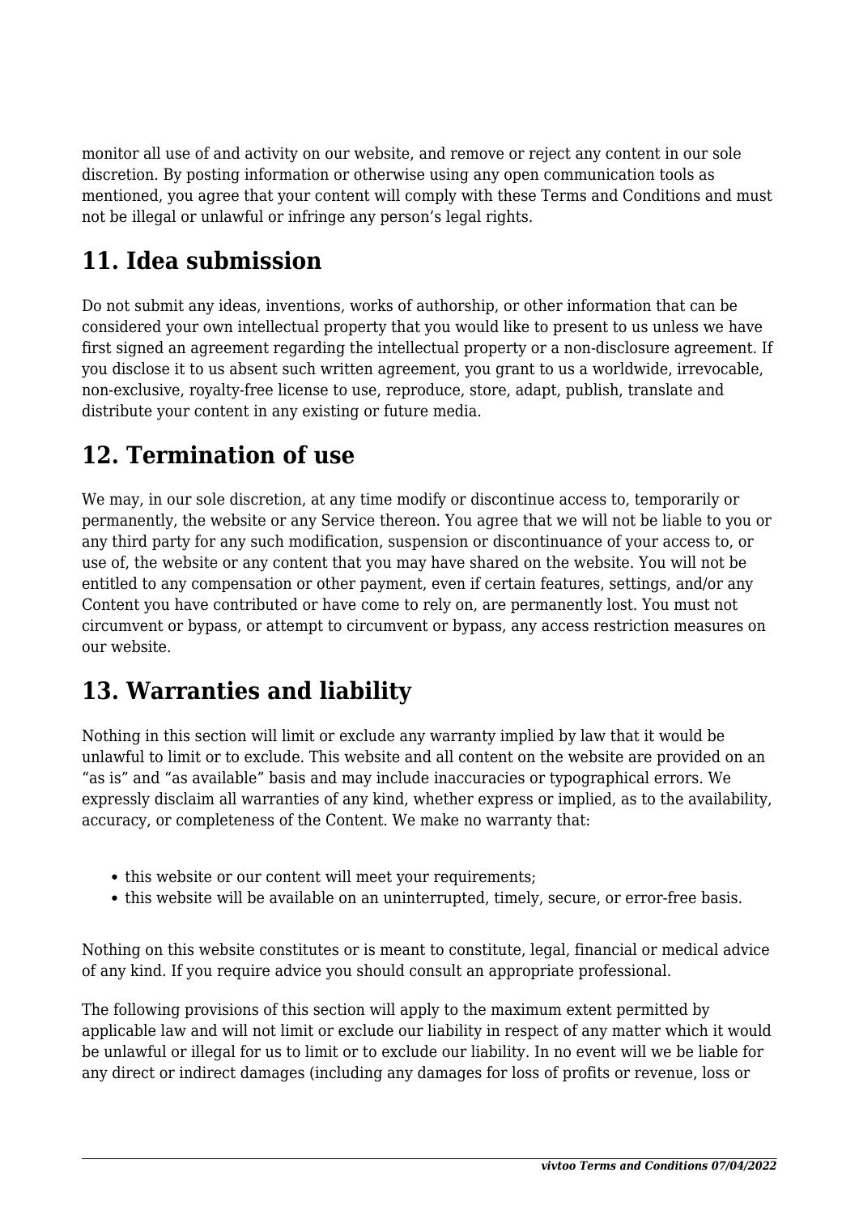monitor all use of and activity on our website, and remove or reject any content in our sole discretion. By posting information or otherwise using any open communication tools as mentioned, you agree that your content will comply with these Terms and Conditions and must not be illegal or unlawful or infringe any person's legal rights.

## 11. Idea submission

Do not submit any ideas, inventions, works of authorship, or other information that can be considered your own intellectual property that you would like to present to us unless we have first signed an agreement regarding the intellectual property or a non-disclosure agreement. If you disclose it to us absent such written agreement, you grant to us a worldwide, irrevocable, non-exclusive, royalty-free license to use, reproduce, store, adapt, publish, translate and distribute your content in any existing or future media.

## 12. Termination of use

We may, in our sole discretion, at any time modify or discontinue access to, temporarily or permanently, the website or any Service thereon. You agree that we will not be liable to you or any third party for any such modification, suspension or discontinuance of your access to, or use of, the website or any content that you may have shared on the website. You will not be entitled to any compensation or other payment, even if certain features, settings, and/or any Content you have contributed or have come to rely on, are permanently lost. You must not circumvent or bypass, or attempt to circumvent or bypass, any access restriction measures on our website.

## 13. Warranties and liability

Nothing in this section will limit or exclude any warranty implied by law that it would be unlawful to limit or to exclude. This website and all content on the website are provided on an "as is" and "as available" basis and may include inaccuracies or typographical errors. We expressly disclaim all warranties of any kind, whether express or implied, as to the availability, accuracy, or completeness of the Content. We make no warranty that:

- this website or our content will meet your requirements;
- this website will be available on an uninterrupted, timely, secure, or error-free basis.

Nothing on this website constitutes or is meant to constitute, legal, financial or medical advice of any kind. If you require advice you should consult an appropriate professional.

The following provisions of this section will apply to the maximum extent permitted by applicable law and will not limit or exclude our liability in respect of any matter which it would be unlawful or illegal for us to limit or to exclude our liability. In no event will we be liable for any direct or indirect damages (including any damages for loss of profits or revenue, loss or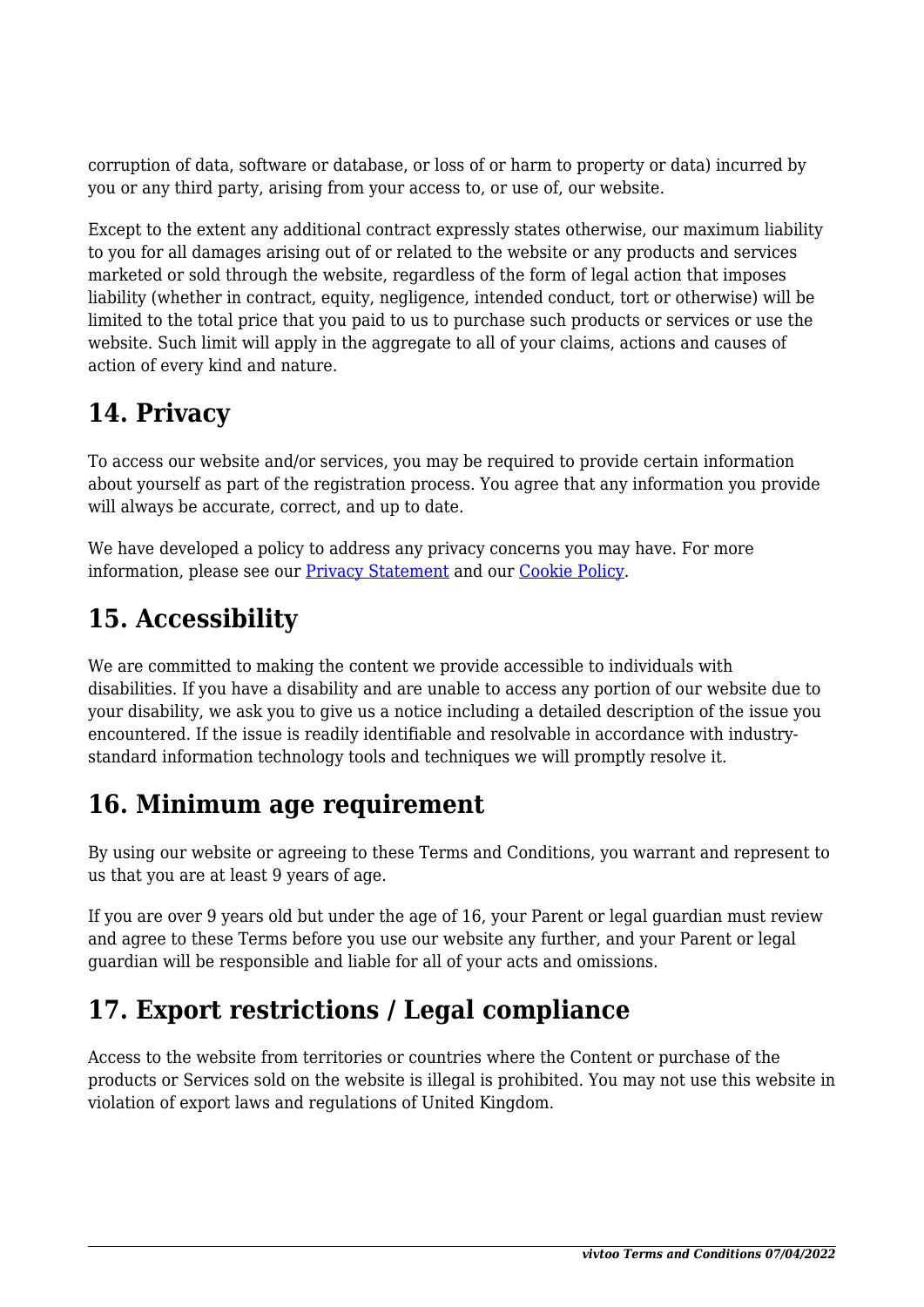corruption of data, software or database, or loss of or harm to property or data) incurred by you or any third party, arising from your access to, or use of, our website.

Except to the extent any additional contract expressly states otherwise, our maximum liability to you for all damages arising out of or related to the website or any products and services marketed or sold through the website, regardless of the form of legal action that imposes liability (whether in contract, equity, negligence, intended conduct, tort or otherwise) will be limited to the total price that you paid to us to purchase such products or services or use the website. Such limit will apply in the aggregate to all of your claims, actions and causes of action of every kind and nature.

## 14. Privacy

To access our website and/or services, you may be required to provide certain information about yourself as part of the registration process. You agree that any information you provide will always be accurate, correct, and up to date.

We have developed a policy to address any privacy concerns you may have. For more information, please see our [Privacy Statement]() and our [Cookie Policy]().

## 15. Accessibility

We are committed to making the content we provide accessible to individuals with disabilities. If you have a disability and are unable to access any portion of our website due to your disability, we ask you to give us a notice including a detailed description of the issue you encountered. If the issue is readily identifiable and resolvable in accordance with industry-standard information technology tools and techniques we will promptly resolve it.

## 16. Minimum age requirement

By using our website or agreeing to these Terms and Conditions, you warrant and represent to us that you are at least 9 years of age.

If you are over 9 years old but under the age of 16, your Parent or legal guardian must review and agree to these Terms before you use our website any further, and your Parent or legal guardian will be responsible and liable for all of your acts and omissions.

## 17. Export restrictions / Legal compliance

Access to the website from territories or countries where the Content or purchase of the products or Services sold on the website is illegal is prohibited. You may not use this website in violation of export laws and regulations of United Kingdom.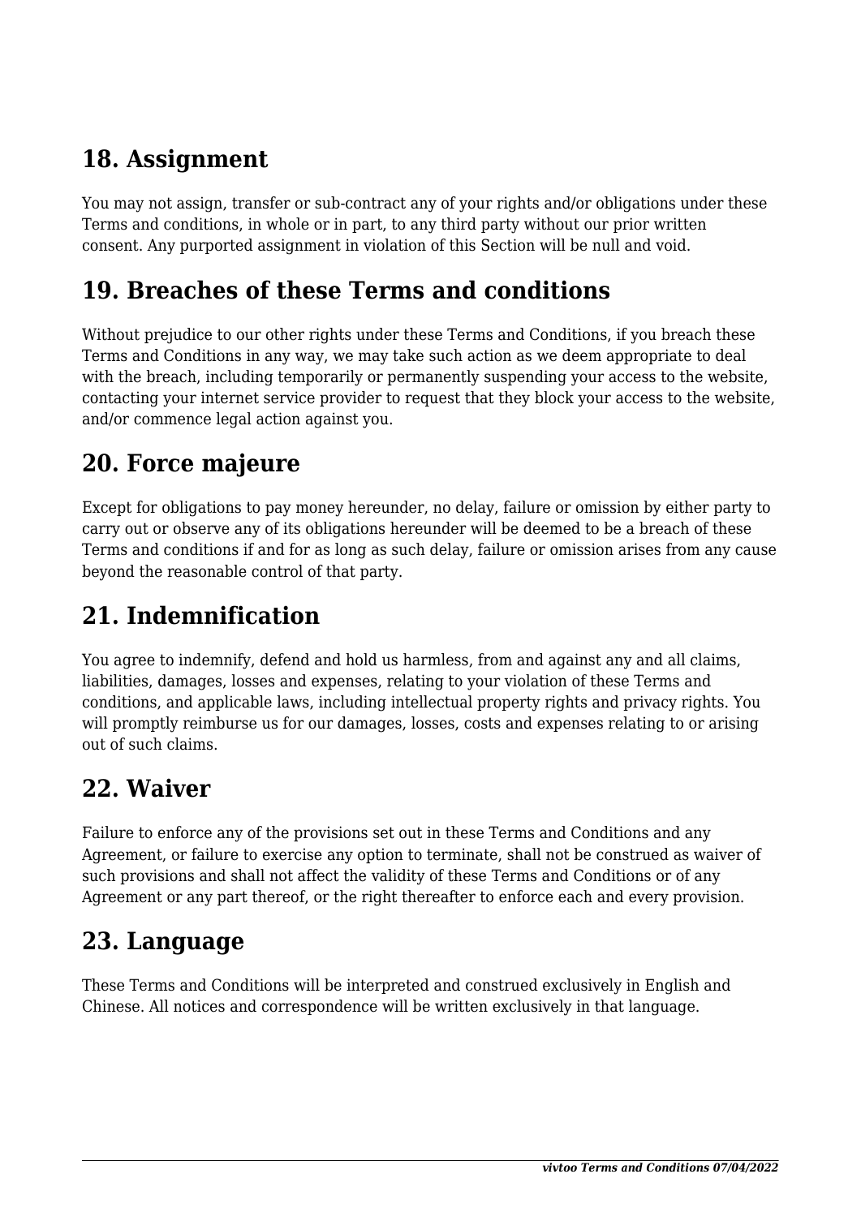## 18. Assignment

You may not assign, transfer or sub-contract any of your rights and/or obligations under these Terms and conditions, in whole or in part, to any third party without our prior written consent. Any purported assignment in violation of this Section will be null and void.

## 19. Breaches of these Terms and conditions

Without prejudice to our other rights under these Terms and Conditions, if you breach these Terms and Conditions in any way, we may take such action as we deem appropriate to deal with the breach, including temporarily or permanently suspending your access to the website, contacting your internet service provider to request that they block your access to the website, and/or commence legal action against you.

## 20. Force majeure

Except for obligations to pay money hereunder, no delay, failure or omission by either party to carry out or observe any of its obligations hereunder will be deemed to be a breach of these Terms and conditions if and for as long as such delay, failure or omission arises from any cause beyond the reasonable control of that party.

## 21. Indemnification

You agree to indemnify, defend and hold us harmless, from and against any and all claims, liabilities, damages, losses and expenses, relating to your violation of these Terms and conditions, and applicable laws, including intellectual property rights and privacy rights. You will promptly reimburse us for our damages, losses, costs and expenses relating to or arising out of such claims.

## 22. Waiver

Failure to enforce any of the provisions set out in these Terms and Conditions and any Agreement, or failure to exercise any option to terminate, shall not be construed as waiver of such provisions and shall not affect the validity of these Terms and Conditions or of any Agreement or any part thereof, or the right thereafter to enforce each and every provision.

## 23. Language

These Terms and Conditions will be interpreted and construed exclusively in English and Chinese. All notices and correspondence will be written exclusively in that language.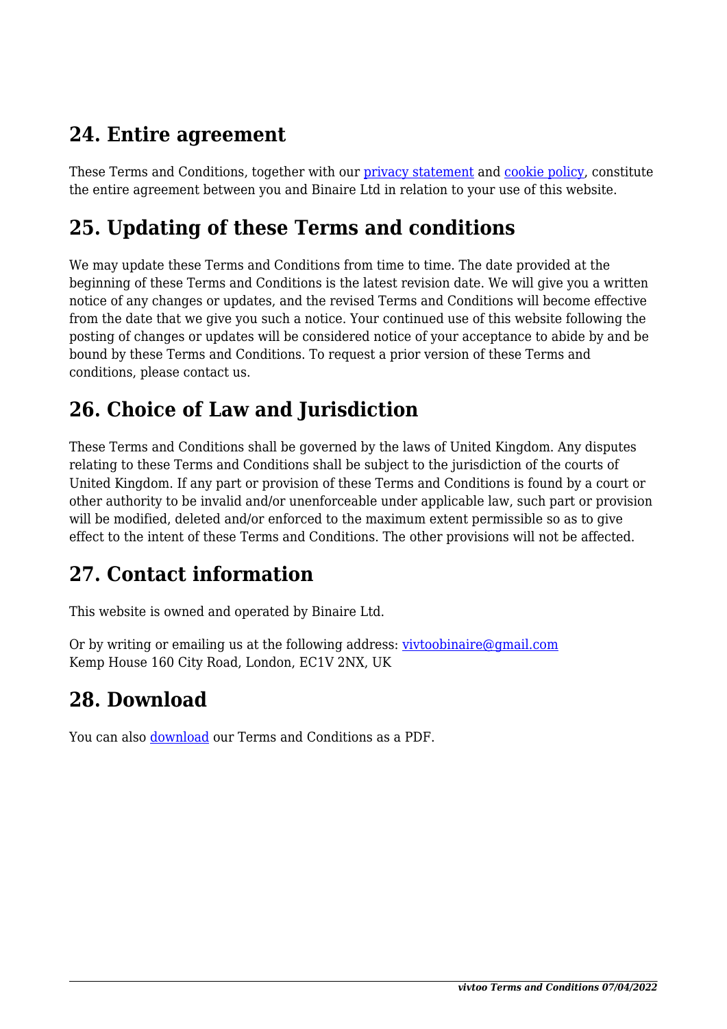## 24. Entire agreement

These Terms and Conditions, together with our privacy statement and cookie policy, constitute the entire agreement between you and Binaire Ltd in relation to your use of this website.

## 25. Updating of these Terms and conditions

We may update these Terms and Conditions from time to time. The date provided at the beginning of these Terms and Conditions is the latest revision date. We will give you a written notice of any changes or updates, and the revised Terms and Conditions will become effective from the date that we give you such a notice. Your continued use of this website following the posting of changes or updates will be considered notice of your acceptance to abide by and be bound by these Terms and Conditions. To request a prior version of these Terms and conditions, please contact us.

## 26. Choice of Law and Jurisdiction

These Terms and Conditions shall be governed by the laws of United Kingdom. Any disputes relating to these Terms and Conditions shall be subject to the jurisdiction of the courts of United Kingdom. If any part or provision of these Terms and Conditions is found by a court or other authority to be invalid and/or unenforceable under applicable law, such part or provision will be modified, deleted and/or enforced to the maximum extent permissible so as to give effect to the intent of these Terms and Conditions. The other provisions will not be affected.

## 27. Contact information

This website is owned and operated by Binaire Ltd.

Or by writing or emailing us at the following address: vivtoobinaire@gmail.com
Kemp House 160 City Road, London, EC1V 2NX, UK

## 28. Download

You can also download our Terms and Conditions as a PDF.